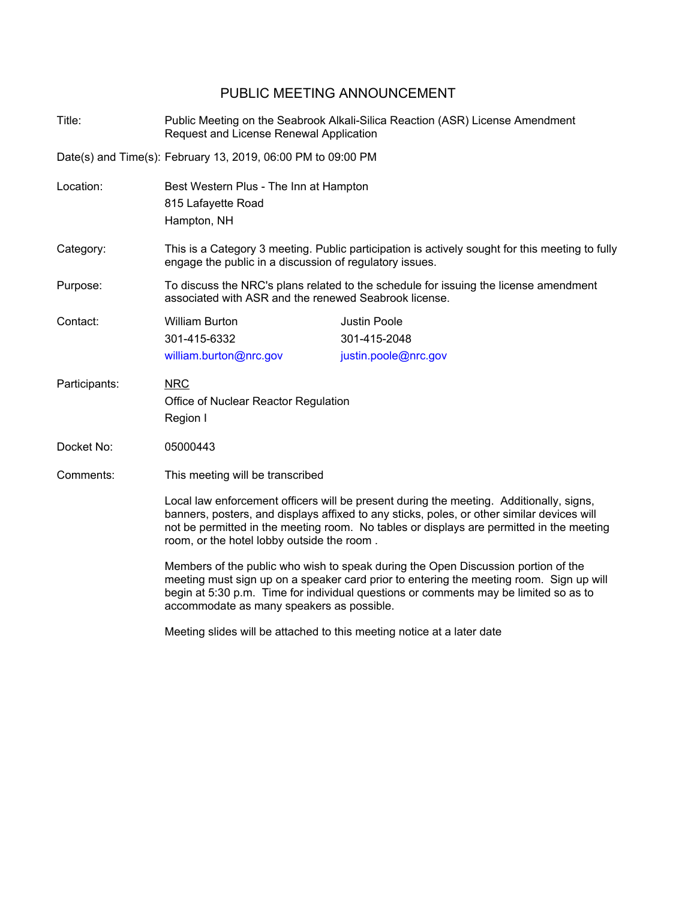# PUBLIC MEETING ANNOUNCEMENT

**Title:** Public Meeting on the Seabrook Alkali-Silica Reaction (ASR) License Amendment Request and License Renewal Application

**Date(s) and Time(s):** February 13, 2019, 06:00 PM to 09:00 PM

**Location:**
Best Western Plus - The Inn at Hampton
815 Lafayette Road
Hampton, NH

**Category:** This is a Category 3 meeting. Public participation is actively sought for this meeting to fully engage the public in a discussion of regulatory issues.

**Purpose:** To discuss the NRC's plans related to the schedule for issuing the license amendment associated with ASR and the renewed Seabrook license.

**Contact:**

| William Burton | Justin Poole |
|---|---|
| 301-415-6332 | 301-415-2048 |
| william.burton@nrc.gov | justin.poole@nrc.gov |

**Participants:**
NRC
Office of Nuclear Reactor Regulation
Region I

**Docket No:** 05000443

**Comments:** This meeting will be transcribed

Local law enforcement officers will be present during the meeting. Additionally, signs, banners, posters, and displays affixed to any sticks, poles, or other similar devices will not be permitted in the meeting room. No tables or displays are permitted in the meeting room, or the hotel lobby outside the room .

Members of the public who wish to speak during the Open Discussion portion of the meeting must sign up on a speaker card prior to entering the meeting room. Sign up will begin at 5:30 p.m. Time for individual questions or comments may be limited so as to accommodate as many speakers as possible.

Meeting slides will be attached to this meeting notice at a later date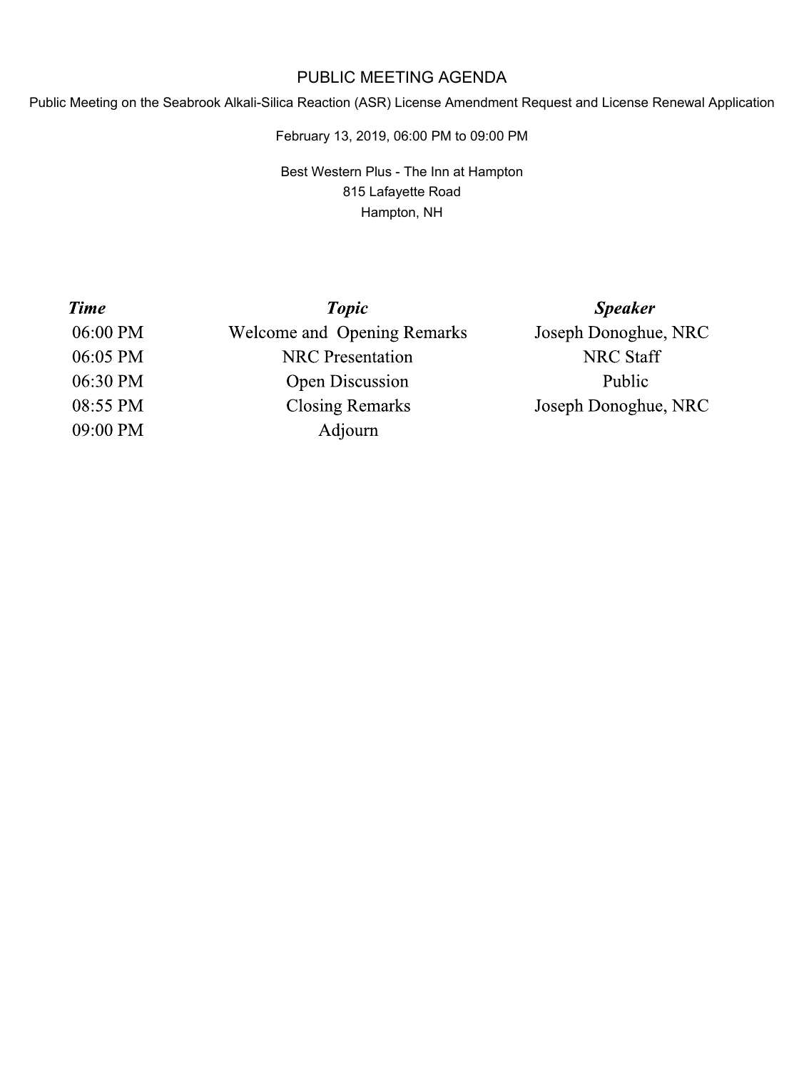# PUBLIC MEETING AGENDA

Public Meeting on the Seabrook Alkali-Silica Reaction (ASR) License Amendment Request and License Renewal Application

February 13, 2019, 06:00 PM to 09:00 PM

Best Western Plus - The Inn at Hampton
815 Lafayette Road
Hampton, NH

| *Time* | *Topic* | *Speaker* |
| --- | --- | --- |
| 06:00 PM | Welcome and Opening Remarks | Joseph Donoghue, NRC |
| 06:05 PM | NRC Presentation | NRC Staff |
| 06:30 PM | Open Discussion | Public |
| 08:55 PM | Closing Remarks | Joseph Donoghue, NRC |
| 09:00 PM | Adjourn | |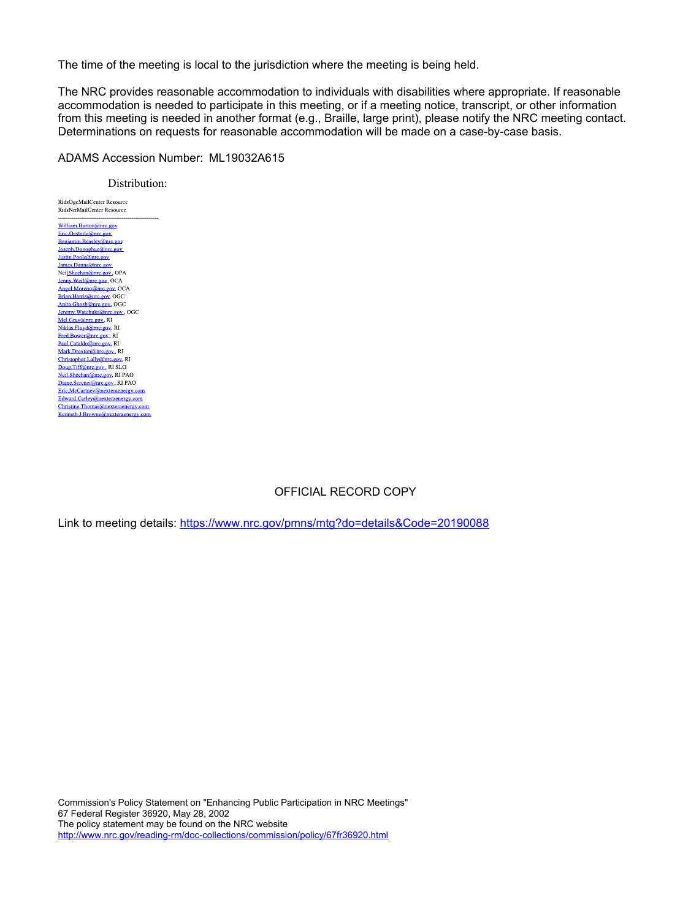The time of the meeting is local to the jurisdiction where the meeting is being held.

The NRC provides reasonable accommodation to individuals with disabilities where appropriate. If reasonable accommodation is needed to participate in this meeting, or if a meeting notice, transcript, or other information from this meeting is needed in another format (e.g., Braille, large print), please notify the NRC meeting contact. Determinations on requests for reasonable accommodation will be made on a case-by-case basis.

ADAMS Accession Number: ML19032A615

Distribution:

RidsOgcMailCenter Resource
RidsNrrMailCenter Resource
----------------------------------------------------
William.Burton@nrc.gov
Eric.Oesterle@nrc.gov
Benjamin.Beasley@nrc.gov
Joseph.Donoghue@nrc.gov
Justin.Poole@nrc.gov
James.Danna@nrc.gov
Neil.Sheehan@nrc.gov, OPA
Jenny.Weil@nrc.gov, OCA
Angel.Moreno@nrc.gov, OCA
Brian.Harris@nrc.gov, OGC
Anita.Ghosh@nrc.gov, OGC
Jeremy.Watchuka@nrc.gov, OGC
Mel.Gray@nrc.gov, RI
Niklas.Floyd@nrc.gov, RI
Fred.Bower@nrc.gov, RI
Paul.Cataldo@nrc.gov, RI
Mark.Draxton@nrc.gov, RI
Christopher.Lally@nrc.gov, RI
Doug.Tifft@nrc.gov, RI SLO
Neil.Sheehan@nrc.gov, RI PAO
Diane.Screnci@nrc.gov, RI PAO
Eric.McCartney@nexteraenergy.com
Edward.Carley@nexteraenergy.com
Christine.Thomas@nexteraenergy.com
Kenneth.J.Browne@nexteraenergy.com

OFFICIAL RECORD COPY

Link to meeting details: https://www.nrc.gov/pmns/mtg?do=details&Code=20190088

Commission's Policy Statement on "Enhancing Public Participation in NRC Meetings"
67 Federal Register 36920, May 28, 2002
The policy statement may be found on the NRC website
http://www.nrc.gov/reading-rm/doc-collections/commission/policy/67fr36920.html